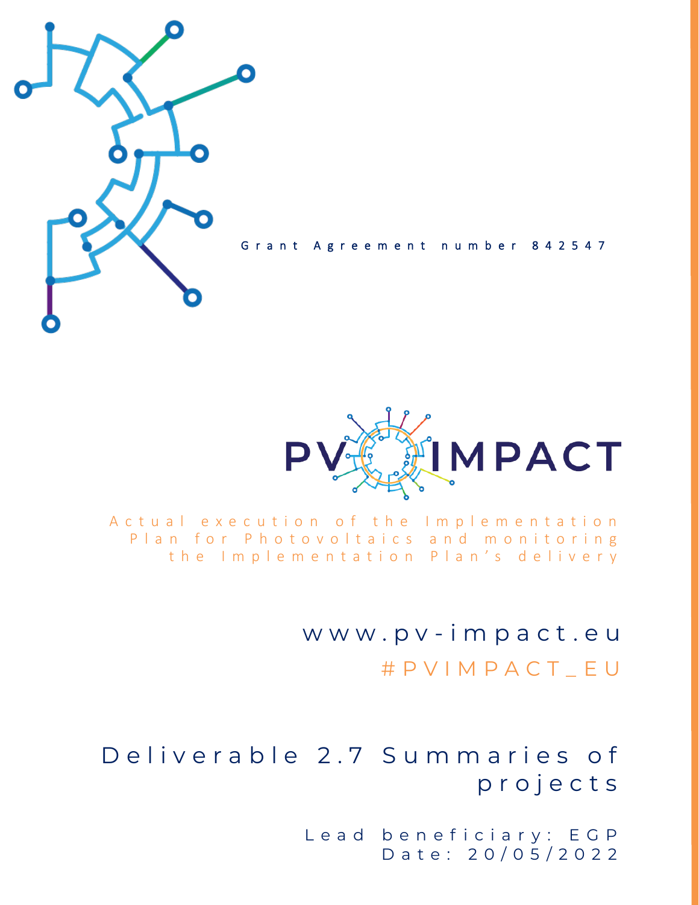Grant Agreement number 842547

# PV IMPACT

Actual execution of the Implementation Plan for Photovoltaics and monitoring the Implementation Plan's delivery

www.pv-impact.eu

#PVIMPACT_EU

## Deliverable 2.7 Summaries of projects

Lead beneficiary: EGP

Date: 20/05/2022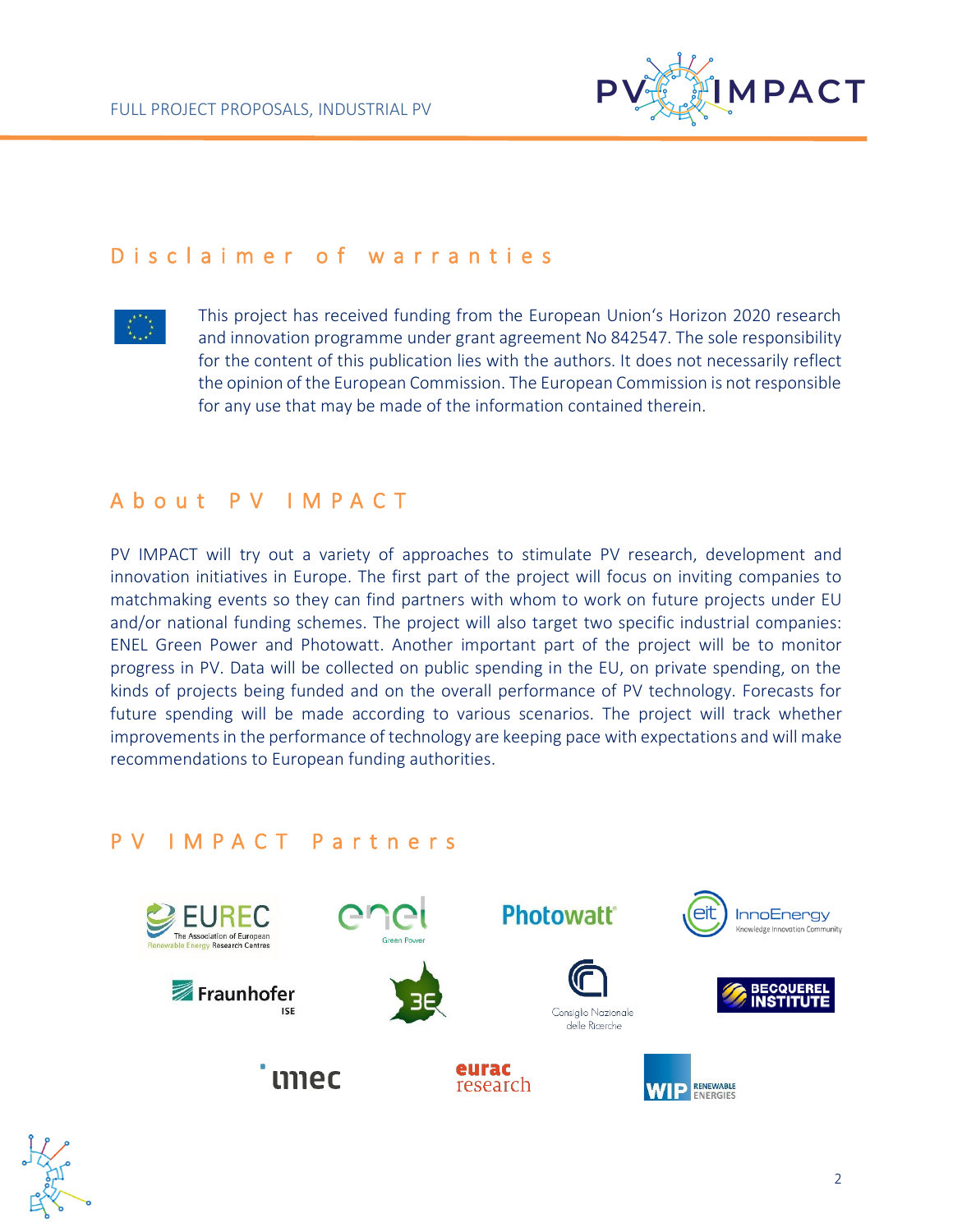## Disclaimer of warranties

This project has received funding from the European Union's Horizon 2020 research and innovation programme under grant agreement No 842547. The sole responsibility for the content of this publication lies with the authors. It does not necessarily reflect the opinion of the European Commission. The European Commission is not responsible for any use that may be made of the information contained therein.

## About PV IMPACT

PV IMPACT will try out a variety of approaches to stimulate PV research, development and innovation initiatives in Europe. The first part of the project will focus on inviting companies to matchmaking events so they can find partners with whom to work on future projects under EU and/or national funding schemes. The project will also target two specific industrial companies: ENEL Green Power and Photowatt. Another important part of the project will be to monitor progress in PV. Data will be collected on public spending in the EU, on private spending, on the kinds of projects being funded and on the overall performance of PV technology. Forecasts for future spending will be made according to various scenarios. The project will track whether improvements in the performance of technology are keeping pace with expectations and will make recommendations to European funding authorities.

## PV IMPACT Partners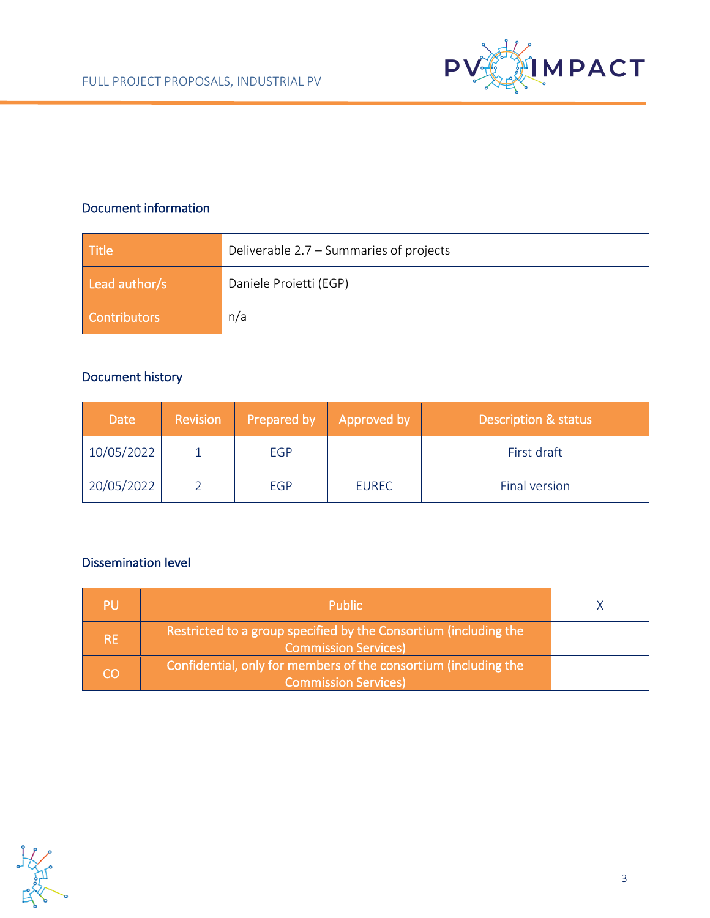## Document information

| Title | Deliverable 2.7 – Summaries of projects |
| --- | --- |
| Lead author/s | Daniele Proietti (EGP) |
| Contributors | n/a |

## Document history

| Date | Revision | Prepared by | Approved by | Description & status |
| --- | --- | --- | --- | --- |
| 10/05/2022 | 1 | EGP | | First draft |
| 20/05/2022 | 2 | EGP | EUREC | Final version |

## Dissemination level

| PU | Public | X |
| --- | --- | --- |
| RE | Restricted to a group specified by the Consortium (including the Commission Services) | |
| CO | Confidential, only for members of the consortium (including the Commission Services) | |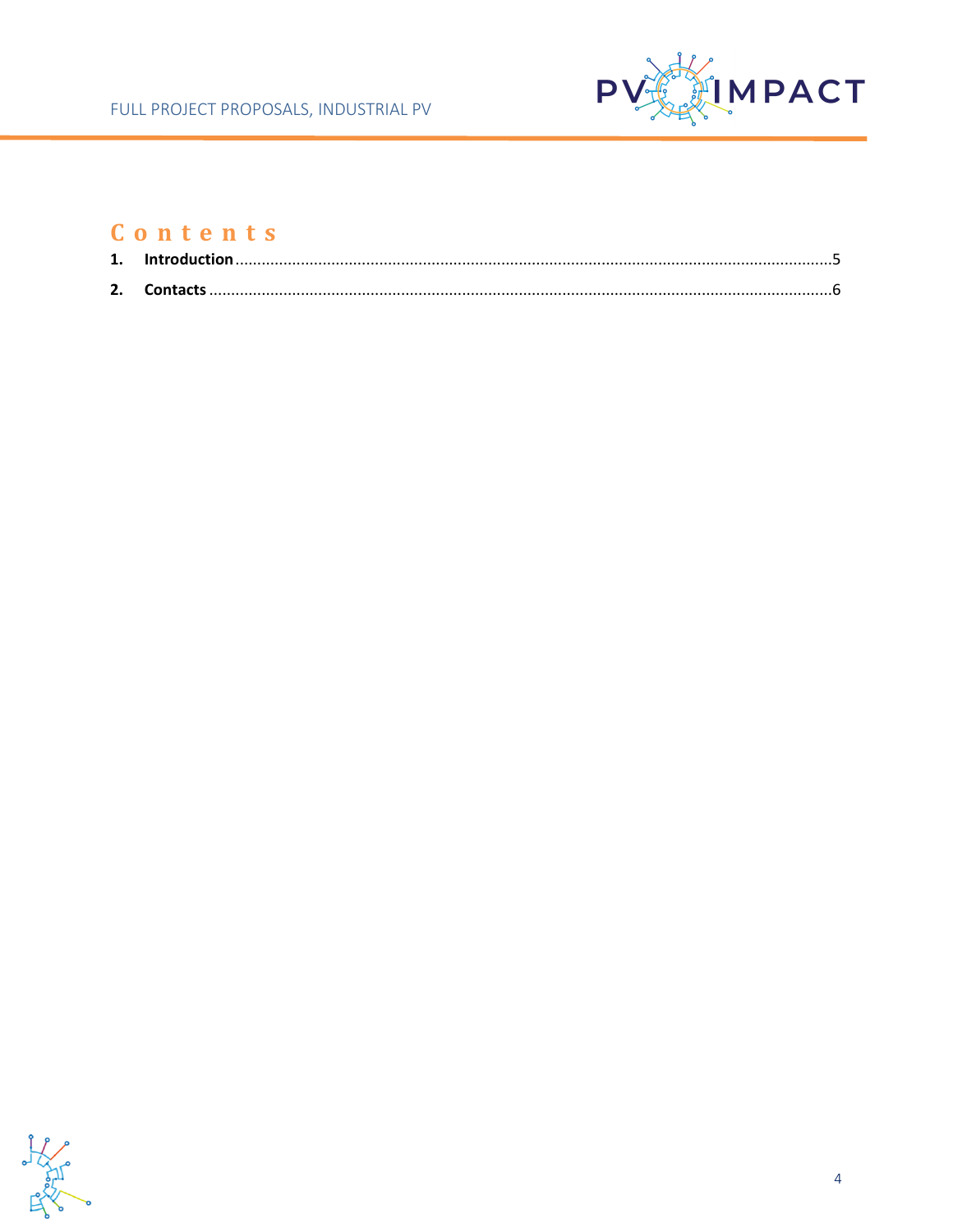# Contents

1. **Introduction**......................................................................5
2. **Contacts**...........................................................................6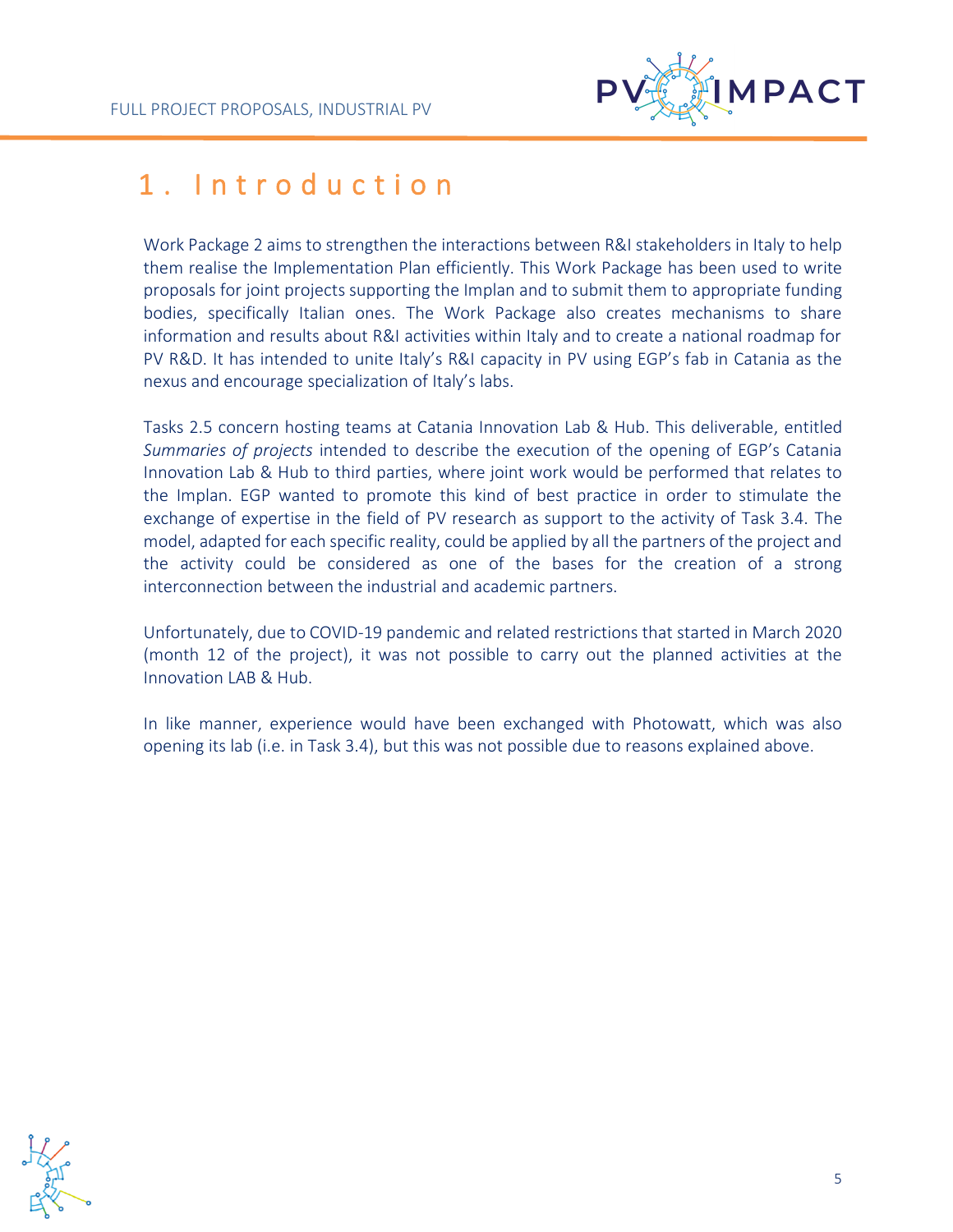# 1. Introduction

Work Package 2 aims to strengthen the interactions between R&I stakeholders in Italy to help them realise the Implementation Plan efficiently. This Work Package has been used to write proposals for joint projects supporting the Implan and to submit them to appropriate funding bodies, specifically Italian ones. The Work Package also creates mechanisms to share information and results about R&I activities within Italy and to create a national roadmap for PV R&D. It has intended to unite Italy's R&I capacity in PV using EGP's fab in Catania as the nexus and encourage specialization of Italy's labs.

Tasks 2.5 concern hosting teams at Catania Innovation Lab & Hub. This deliverable, entitled *Summaries of projects* intended to describe the execution of the opening of EGP's Catania Innovation Lab & Hub to third parties, where joint work would be performed that relates to the Implan. EGP wanted to promote this kind of best practice in order to stimulate the exchange of expertise in the field of PV research as support to the activity of Task 3.4. The model, adapted for each specific reality, could be applied by all the partners of the project and the activity could be considered as one of the bases for the creation of a strong interconnection between the industrial and academic partners.

Unfortunately, due to COVID-19 pandemic and related restrictions that started in March 2020 (month 12 of the project), it was not possible to carry out the planned activities at the Innovation LAB & Hub.

In like manner, experience would have been exchanged with Photowatt, which was also opening its lab (i.e. in Task 3.4), but this was not possible due to reasons explained above.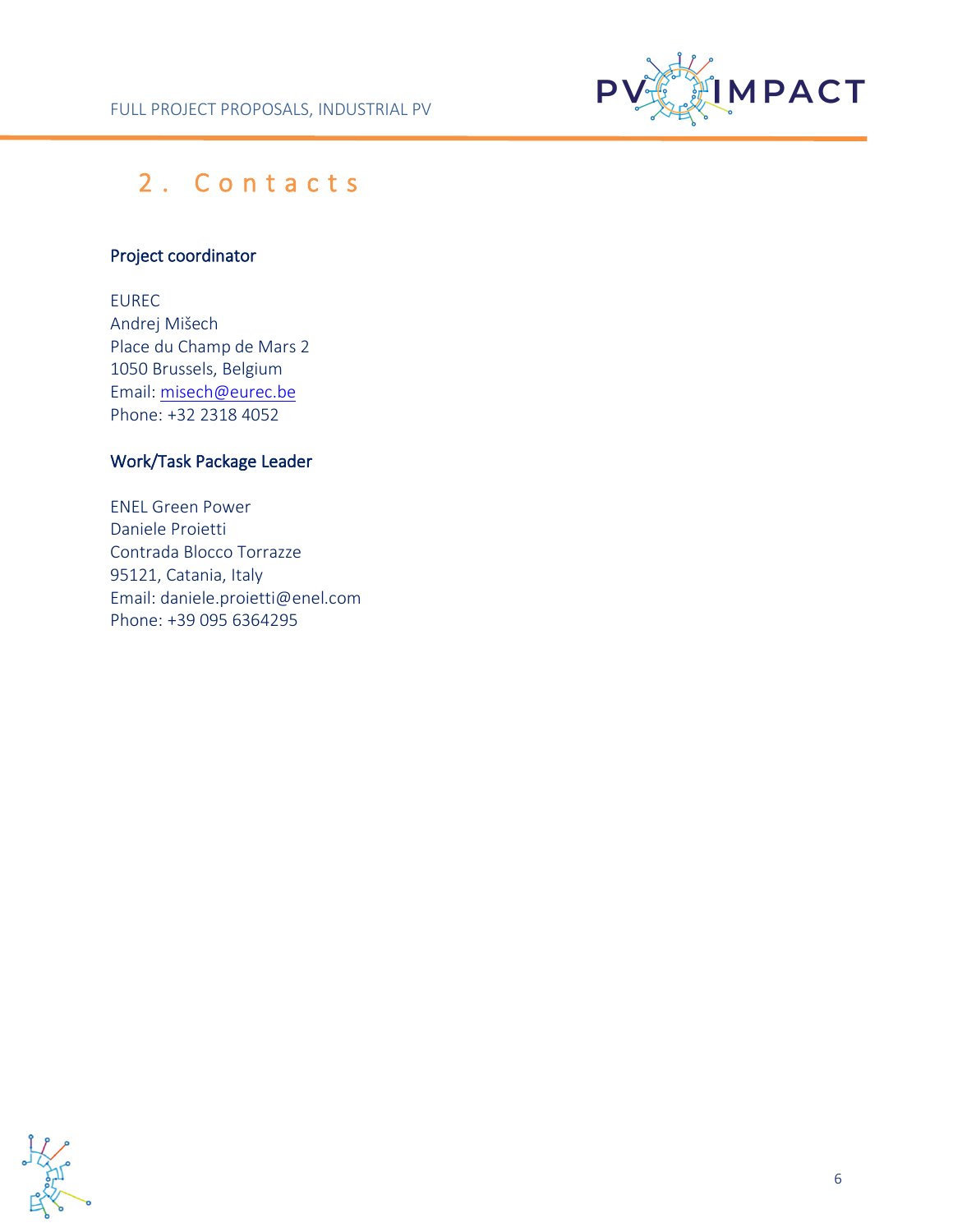# 2. Contacts

### Project coordinator

EUREC
Andrej Mišech
Place du Champ de Mars 2
1050 Brussels, Belgium
Email: misech@eurec.be
Phone: +32 2318 4052

### Work/Task Package Leader

ENEL Green Power
Daniele Proietti
Contrada Blocco Torrazze
95121, Catania, Italy
Email: daniele.proietti@enel.com
Phone: +39 095 6364295